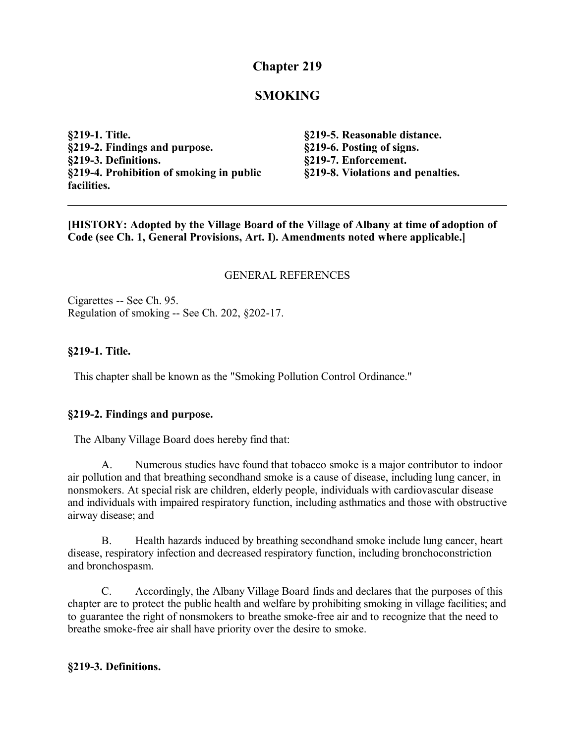# Chapter 219

## SMOKING

**§219-1. Title.**
**§219-2. Findings and purpose.**
**§219-3. Definitions.**
**§219-4. Prohibition of smoking in public facilities.**
**§219-5. Reasonable distance.**
**§219-6. Posting of signs.**
**§219-7. Enforcement.**
**§219-8. Violations and penalties.**

---

**[HISTORY: Adopted by the Village Board of the Village of Albany at time of adoption of Code (see Ch. 1, General Provisions, Art. I). Amendments noted where applicable.]**

GENERAL REFERENCES

Cigarettes -- See Ch. 95.
Regulation of smoking -- See Ch. 202, §202-17.

### §219-1. Title.

This chapter shall be known as the "Smoking Pollution Control Ordinance."

### §219-2. Findings and purpose.

The Albany Village Board does hereby find that:

A. Numerous studies have found that tobacco smoke is a major contributor to indoor air pollution and that breathing secondhand smoke is a cause of disease, including lung cancer, in nonsmokers. At special risk are children, elderly people, individuals with cardiovascular disease and individuals with impaired respiratory function, including asthmatics and those with obstructive airway disease; and

B. Health hazards induced by breathing secondhand smoke include lung cancer, heart disease, respiratory infection and decreased respiratory function, including bronchoconstriction and bronchospasm.

C. Accordingly, the Albany Village Board finds and declares that the purposes of this chapter are to protect the public health and welfare by prohibiting smoking in village facilities; and to guarantee the right of nonsmokers to breathe smoke-free air and to recognize that the need to breathe smoke-free air shall have priority over the desire to smoke.

### §219-3. Definitions.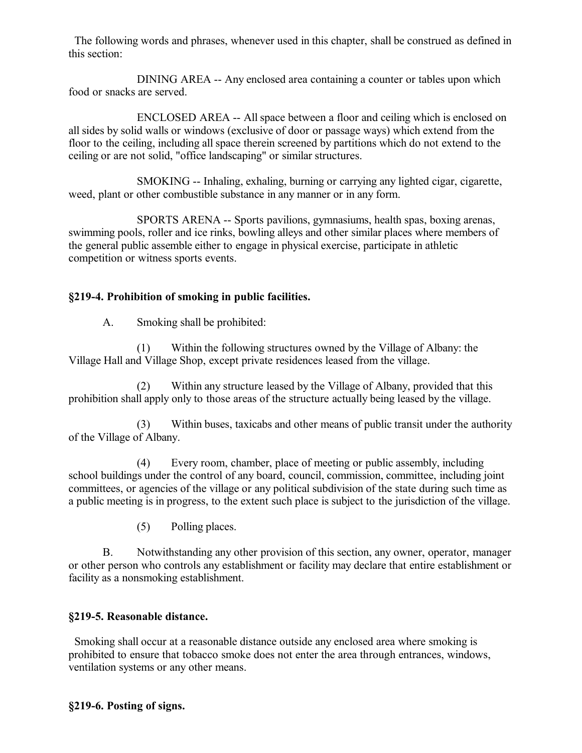The following words and phrases, whenever used in this chapter, shall be construed as defined in this section:

DINING AREA -- Any enclosed area containing a counter or tables upon which food or snacks are served.

ENCLOSED AREA -- All space between a floor and ceiling which is enclosed on all sides by solid walls or windows (exclusive of door or passage ways) which extend from the floor to the ceiling, including all space therein screened by partitions which do not extend to the ceiling or are not solid, "office landscaping" or similar structures.

SMOKING -- Inhaling, exhaling, burning or carrying any lighted cigar, cigarette, weed, plant or other combustible substance in any manner or in any form.

SPORTS ARENA -- Sports pavilions, gymnasiums, health spas, boxing arenas, swimming pools, roller and ice rinks, bowling alleys and other similar places where members of the general public assemble either to engage in physical exercise, participate in athletic competition or witness sports events.

### §219-4. Prohibition of smoking in public facilities.

A. Smoking shall be prohibited:

(1) Within the following structures owned by the Village of Albany: the Village Hall and Village Shop, except private residences leased from the village.

(2) Within any structure leased by the Village of Albany, provided that this prohibition shall apply only to those areas of the structure actually being leased by the village.

(3) Within buses, taxicabs and other means of public transit under the authority of the Village of Albany.

(4) Every room, chamber, place of meeting or public assembly, including school buildings under the control of any board, council, commission, committee, including joint committees, or agencies of the village or any political subdivision of the state during such time as a public meeting is in progress, to the extent such place is subject to the jurisdiction of the village.

(5) Polling places.

B. Notwithstanding any other provision of this section, any owner, operator, manager or other person who controls any establishment or facility may declare that entire establishment or facility as a nonsmoking establishment.

### §219-5. Reasonable distance.

Smoking shall occur at a reasonable distance outside any enclosed area where smoking is prohibited to ensure that tobacco smoke does not enter the area through entrances, windows, ventilation systems or any other means.

### §219-6. Posting of signs.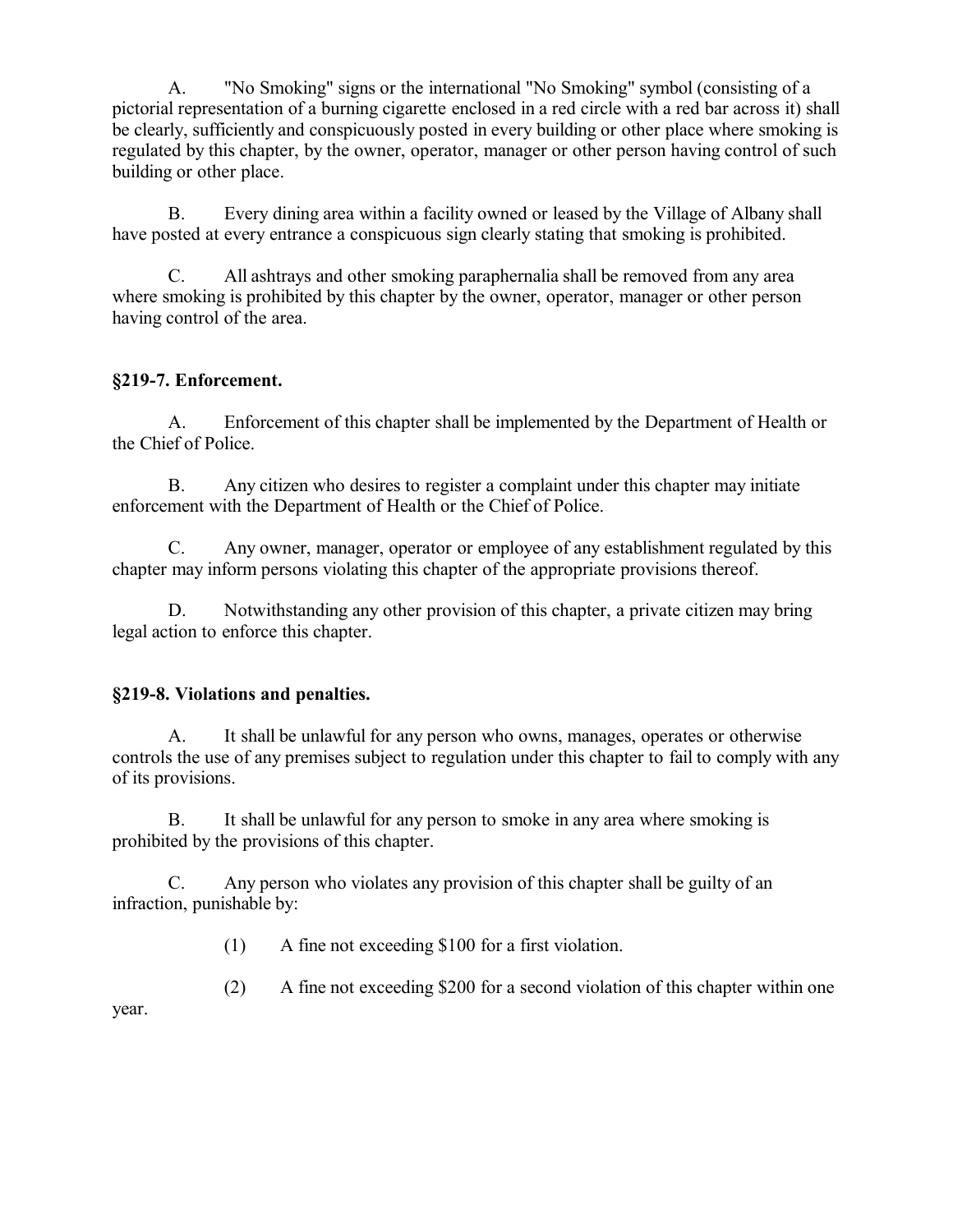A. "No Smoking" signs or the international "No Smoking" symbol (consisting of a pictorial representation of a burning cigarette enclosed in a red circle with a red bar across it) shall be clearly, sufficiently and conspicuously posted in every building or other place where smoking is regulated by this chapter, by the owner, operator, manager or other person having control of such building or other place.

B. Every dining area within a facility owned or leased by the Village of Albany shall have posted at every entrance a conspicuous sign clearly stating that smoking is prohibited.

C. All ashtrays and other smoking paraphernalia shall be removed from any area where smoking is prohibited by this chapter by the owner, operator, manager or other person having control of the area.

**§219-7. Enforcement.**

A. Enforcement of this chapter shall be implemented by the Department of Health or the Chief of Police.

B. Any citizen who desires to register a complaint under this chapter may initiate enforcement with the Department of Health or the Chief of Police.

C. Any owner, manager, operator or employee of any establishment regulated by this chapter may inform persons violating this chapter of the appropriate provisions thereof.

D. Notwithstanding any other provision of this chapter, a private citizen may bring legal action to enforce this chapter.

**§219-8. Violations and penalties.**

A. It shall be unlawful for any person who owns, manages, operates or otherwise controls the use of any premises subject to regulation under this chapter to fail to comply with any of its provisions.

B. It shall be unlawful for any person to smoke in any area where smoking is prohibited by the provisions of this chapter.

C. Any person who violates any provision of this chapter shall be guilty of an infraction, punishable by:

(1) A fine not exceeding $100 for a first violation.

(2) A fine not exceeding $200 for a second violation of this chapter within one year.